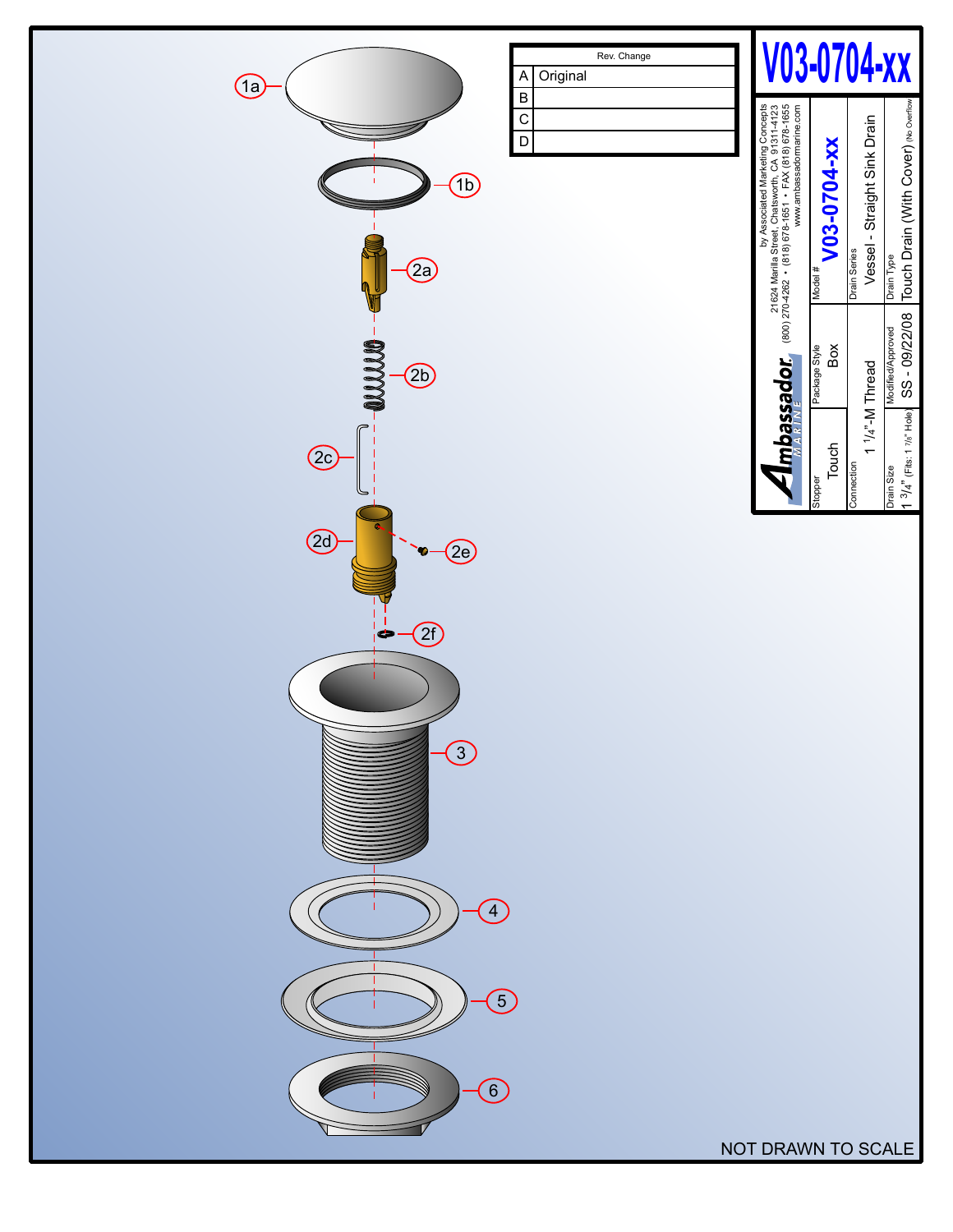# V03-0704-xx

| Rev. | Change |
| --- | --- |
| A | Original |
| B | |
| C | |
| D | |

**Ambassador MARINE**

by Associated Marketing Concepts
21624 Marilla Street, Chatsworth, CA 91311-4123
(800) 270-4262 • (818) 678-1651 • FAX (818) 678-1655
www.ambassadormarine.com

| | |
| --- | --- |
| Model # | V03-0704-xx |
| Stopper | Touch |
| Package Style | Box |
| Drain Series | Vessel - Straight Sink Drain |
| Connection | 1 1/4"-M Thread |
| Drain Type | Touch Drain (With Cover) (No Overflow) |
| Drain Size | 1 3/4" (Fits: 1 7/8" Hole) |
| Modified/Approved | SS - 09/22/08 |

1a, 1b, 2a, 2b, 2c, 2d, 2e, 2f, 3, 4, 5, 6

NOT DRAWN TO SCALE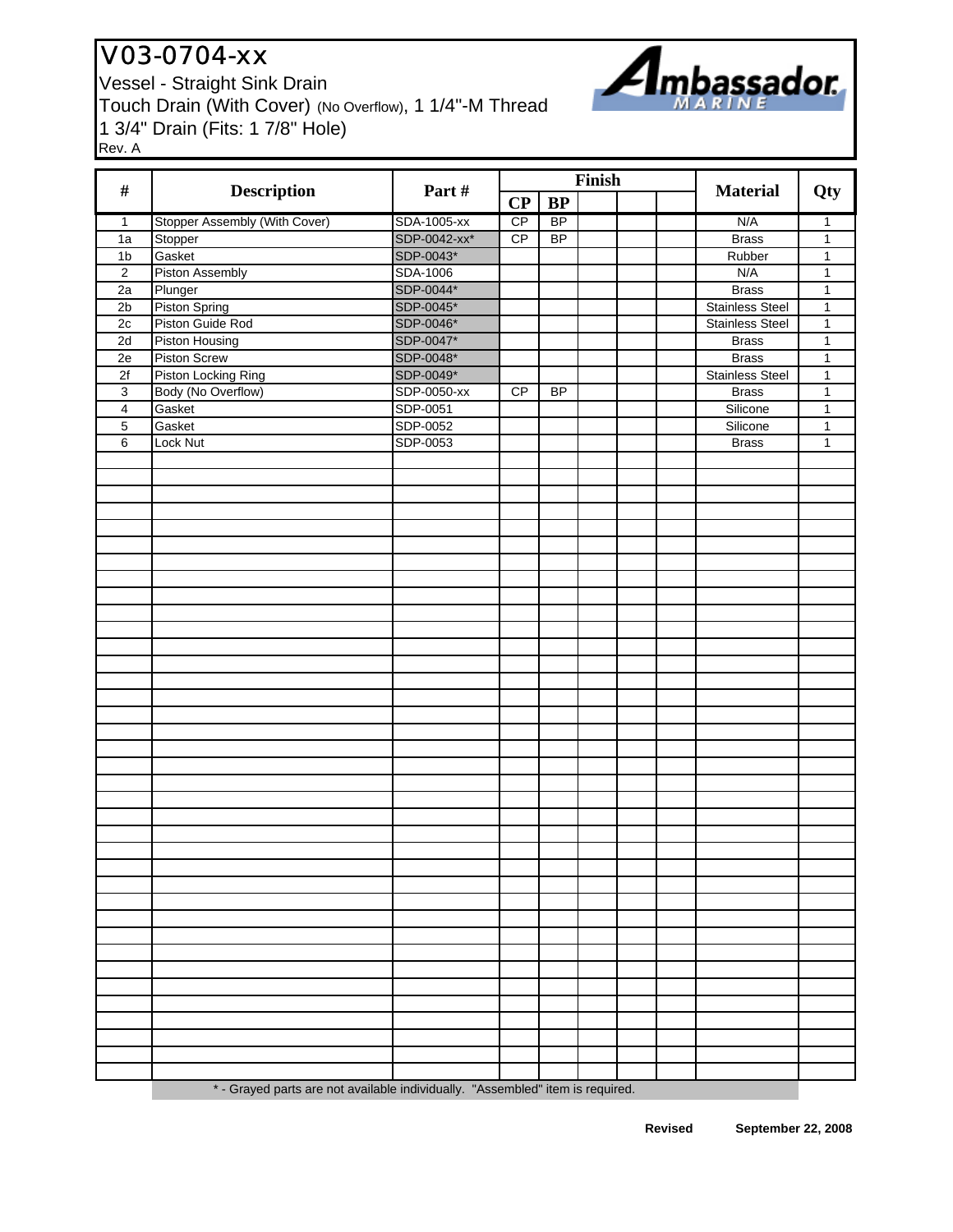# V03-0704-xx

Vessel - Straight Sink Drain
Touch Drain (With Cover) (No Overflow), 1 1/4"-M Thread
1 3/4" Drain (Fits: 1 7/8" Hole)
Rev. A

Ambassador MARINE

| # | Description | Part # | Finish | | | | | Material | Qty |
|---|---|---|---|---|---|---|---|---|---|
| | | | CP | BP | | | | | |
| 1 | Stopper Assembly (With Cover) | SDA-1005-xx | CP | BP | | | | N/A | 1 |
| 1a | Stopper | SDP-0042-xx* | CP | BP | | | | Brass | 1 |
| 1b | Gasket | SDP-0043* | | | | | | Rubber | 1 |
| 2 | Piston Assembly | SDA-1006 | | | | | | N/A | 1 |
| 2a | Plunger | SDP-0044* | | | | | | Brass | 1 |
| 2b | Piston Spring | SDP-0045* | | | | | | Stainless Steel | 1 |
| 2c | Piston Guide Rod | SDP-0046* | | | | | | Stainless Steel | 1 |
| 2d | Piston Housing | SDP-0047* | | | | | | Brass | 1 |
| 2e | Piston Screw | SDP-0048* | | | | | | Brass | 1 |
| 2f | Piston Locking Ring | SDP-0049* | | | | | | Stainless Steel | 1 |
| 3 | Body (No Overflow) | SDP-0050-xx | CP | BP | | | | Brass | 1 |
| 4 | Gasket | SDP-0051 | | | | | | Silicone | 1 |
| 5 | Gasket | SDP-0052 | | | | | | Silicone | 1 |
| 6 | Lock Nut | SDP-0053 | | | | | | Brass | 1 |

* - Grayed parts are not available individually. "Assembled" item is required.

**Revised** **September 22, 2008**